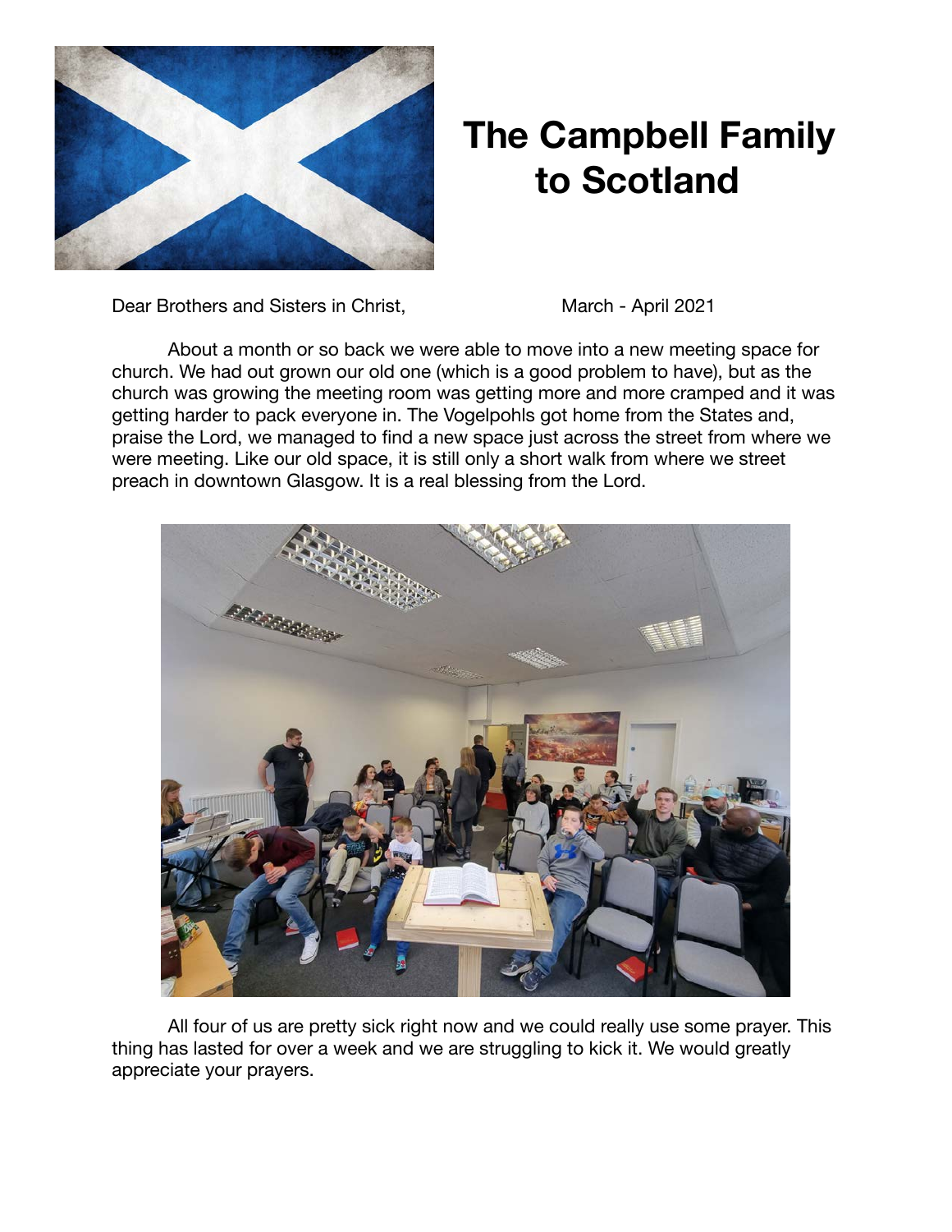# The Campbell Family to Scotland

Dear Brothers and Sisters in Christ,

March - April 2021

About a month or so back we were able to move into a new meeting space for church. We had out grown our old one (which is a good problem to have), but as the church was growing the meeting room was getting more and more cramped and it was getting harder to pack everyone in. The Vogelpohls got home from the States and, praise the Lord, we managed to find a new space just across the street from where we were meeting. Like our old space, it is still only a short walk from where we street preach in downtown Glasgow. It is a real blessing from the Lord.

All four of us are pretty sick right now and we could really use some prayer. This thing has lasted for over a week and we are struggling to kick it. We would greatly appreciate your prayers.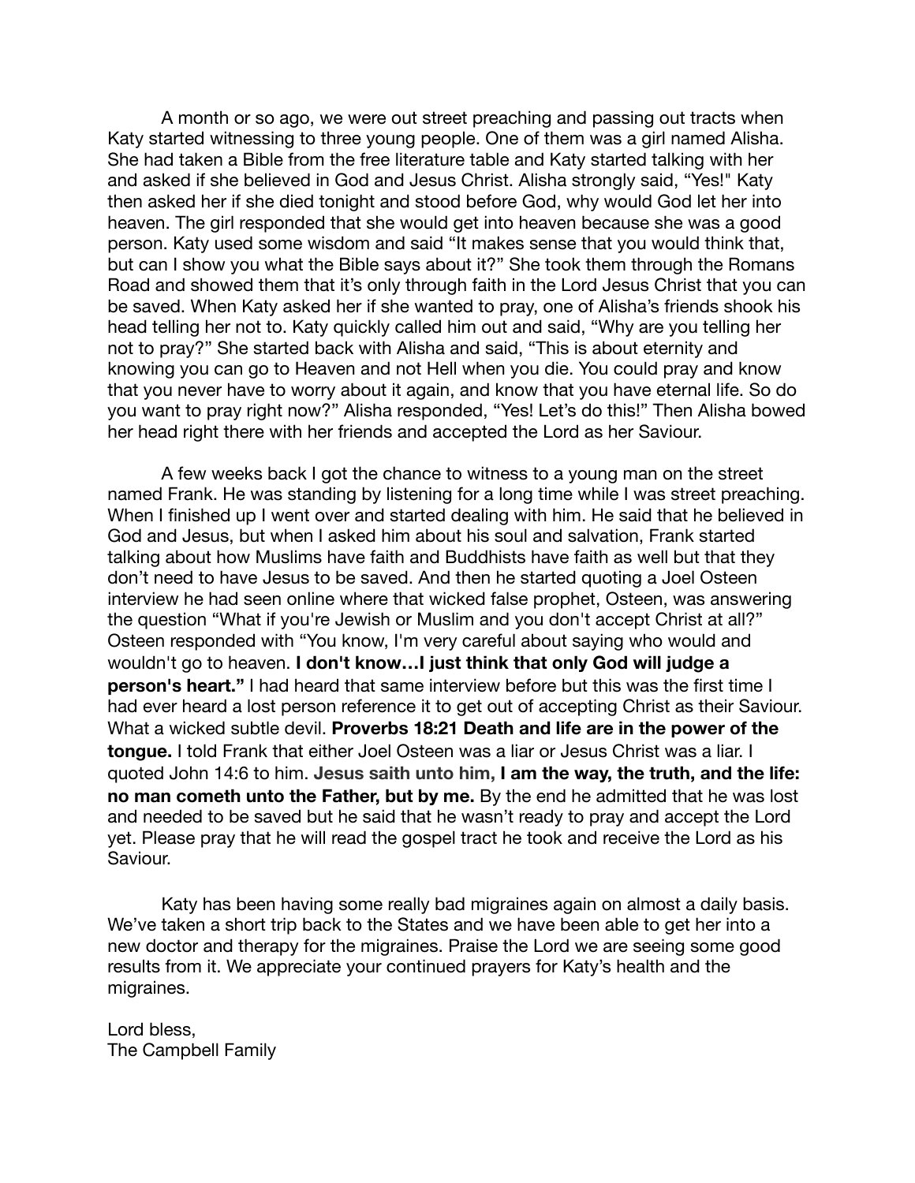A month or so ago, we were out street preaching and passing out tracts when Katy started witnessing to three young people. One of them was a girl named Alisha. She had taken a Bible from the free literature table and Katy started talking with her and asked if she believed in God and Jesus Christ. Alisha strongly said, "Yes!" Katy then asked her if she died tonight and stood before God, why would God let her into heaven. The girl responded that she would get into heaven because she was a good person. Katy used some wisdom and said "It makes sense that you would think that, but can I show you what the Bible says about it?" She took them through the Romans Road and showed them that it's only through faith in the Lord Jesus Christ that you can be saved. When Katy asked her if she wanted to pray, one of Alisha's friends shook his head telling her not to. Katy quickly called him out and said, "Why are you telling her not to pray?" She started back with Alisha and said, "This is about eternity and knowing you can go to Heaven and not Hell when you die. You could pray and know that you never have to worry about it again, and know that you have eternal life. So do you want to pray right now?" Alisha responded, "Yes! Let's do this!" Then Alisha bowed her head right there with her friends and accepted the Lord as her Saviour.

A few weeks back I got the chance to witness to a young man on the street named Frank. He was standing by listening for a long time while I was street preaching. When I finished up I went over and started dealing with him. He said that he believed in God and Jesus, but when I asked him about his soul and salvation, Frank started talking about how Muslims have faith and Buddhists have faith as well but that they don't need to have Jesus to be saved. And then he started quoting a Joel Osteen interview he had seen online where that wicked false prophet, Osteen, was answering the question "What if you're Jewish or Muslim and you don't accept Christ at all?" Osteen responded with "You know, I'm very careful about saying who would and wouldn't go to heaven. **I don't know…I just think that only God will judge a person's heart."** I had heard that same interview before but this was the first time I had ever heard a lost person reference it to get out of accepting Christ as their Saviour. What a wicked subtle devil. **Proverbs 18:21 Death and life are in the power of the tongue.** I told Frank that either Joel Osteen was a liar or Jesus Christ was a liar. I quoted John 14:6 to him. **Jesus saith unto him, I am the way, the truth, and the life: no man cometh unto the Father, but by me.** By the end he admitted that he was lost and needed to be saved but he said that he wasn't ready to pray and accept the Lord yet. Please pray that he will read the gospel tract he took and receive the Lord as his Saviour.

Katy has been having some really bad migraines again on almost a daily basis. We've taken a short trip back to the States and we have been able to get her into a new doctor and therapy for the migraines. Praise the Lord we are seeing some good results from it. We appreciate your continued prayers for Katy's health and the migraines.

Lord bless,
The Campbell Family